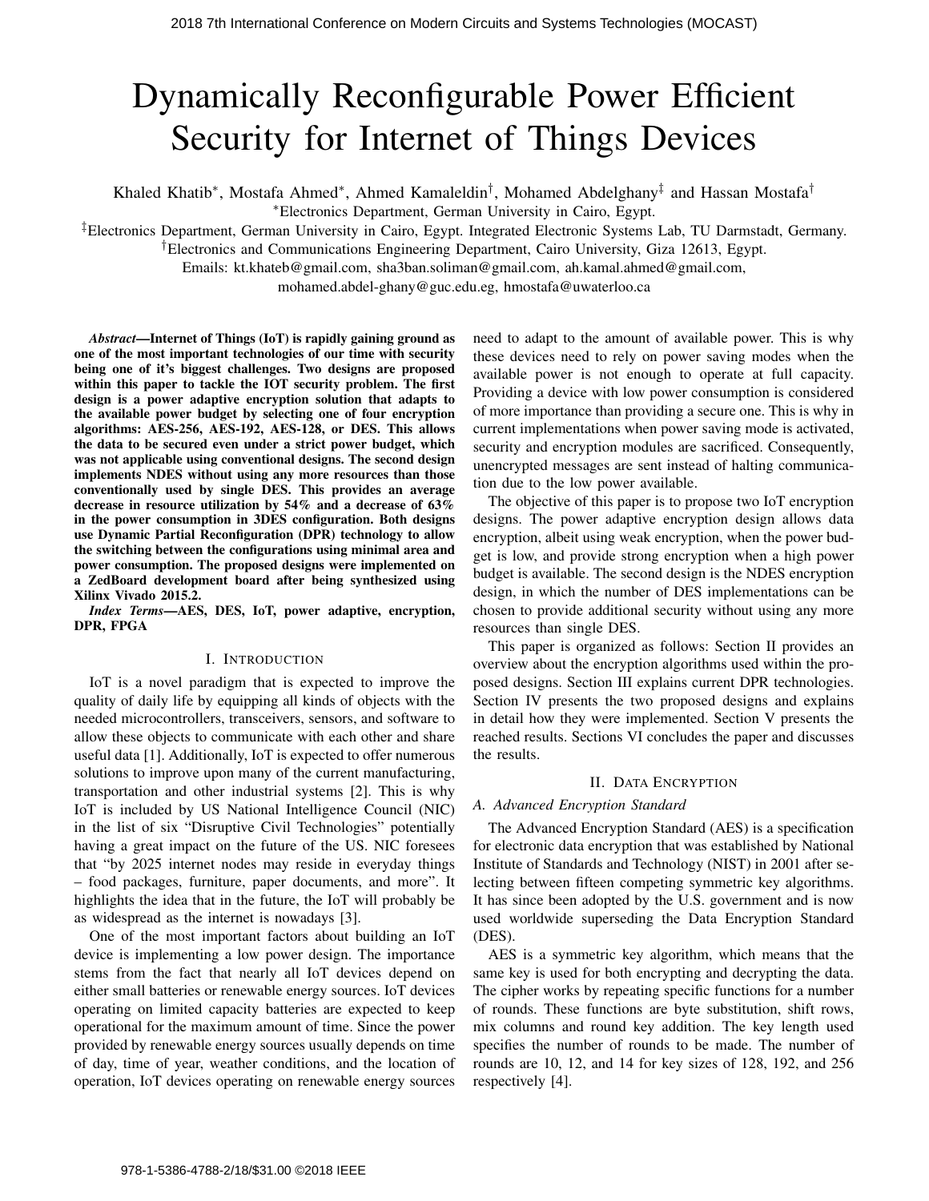# Dynamically Reconfigurable Power Efficient Security for Internet of Things Devices

Khaled Khatib*, Mostafa Ahmed*, Ahmed Kamaleldin†, Mohamed Abdelghany‡ and Hassan Mostafa†

*Electronics Department, German University in Cairo, Egypt.

‡Electronics Department, German University in Cairo, Egypt. Integrated Electronic Systems Lab, TU Darmstadt, Germany.

†Electronics and Communications Engineering Department, Cairo University, Giza 12613, Egypt.

Emails: kt.khateb@gmail.com, sha3ban.soliman@gmail.com, ah.kamal.ahmed@gmail.com, mohamed.abdel-ghany@guc.edu.eg, hmostafa@uwaterloo.ca

***Abstract*—Internet of Things (IoT) is rapidly gaining ground as one of the most important technologies of our time with security being one of it's biggest challenges. Two designs are proposed within this paper to tackle the IOT security problem. The first design is a power adaptive encryption solution that adapts to the available power budget by selecting one of four encryption algorithms: AES-256, AES-192, AES-128, or DES. This allows the data to be secured even under a strict power budget, which was not applicable using conventional designs. The second design implements NDES without using any more resources than those conventionally used by single DES. This provides an average decrease in resource utilization by 54% and a decrease of 63% in the power consumption in 3DES configuration. Both designs use Dynamic Partial Reconfiguration (DPR) technology to allow the switching between the configurations using minimal area and power consumption. The proposed designs were implemented on a ZedBoard development board after being synthesized using Xilinx Vivado 2015.2.**

***Index Terms*—AES, DES, IoT, power adaptive, encryption, DPR, FPGA**

## I. Introduction

IoT is a novel paradigm that is expected to improve the quality of daily life by equipping all kinds of objects with the needed microcontrollers, transceivers, sensors, and software to allow these objects to communicate with each other and share useful data [1]. Additionally, IoT is expected to offer numerous solutions to improve upon many of the current manufacturing, transportation and other industrial systems [2]. This is why IoT is included by US National Intelligence Council (NIC) in the list of six "Disruptive Civil Technologies" potentially having a great impact on the future of the US. NIC foresees that "by 2025 internet nodes may reside in everyday things – food packages, furniture, paper documents, and more". It highlights the idea that in the future, the IoT will probably be as widespread as the internet is nowadays [3].

One of the most important factors about building an IoT device is implementing a low power design. The importance stems from the fact that nearly all IoT devices depend on either small batteries or renewable energy sources. IoT devices operating on limited capacity batteries are expected to keep operational for the maximum amount of time. Since the power provided by renewable energy sources usually depends on time of day, time of year, weather conditions, and the location of operation, IoT devices operating on renewable energy sources need to adapt to the amount of available power. This is why these devices need to rely on power saving modes when the available power is not enough to operate at full capacity. Providing a device with low power consumption is considered of more importance than providing a secure one. This is why in current implementations when power saving mode is activated, security and encryption modules are sacrificed. Consequently, unencrypted messages are sent instead of halting communication due to the low power available.

The objective of this paper is to propose two IoT encryption designs. The power adaptive encryption design allows data encryption, albeit using weak encryption, when the power budget is low, and provide strong encryption when a high power budget is available. The second design is the NDES encryption design, in which the number of DES implementations can be chosen to provide additional security without using any more resources than single DES.

This paper is organized as follows: Section II provides an overview about the encryption algorithms used within the proposed designs. Section III explains current DPR technologies. Section IV presents the two proposed designs and explains in detail how they were implemented. Section V presents the reached results. Sections VI concludes the paper and discusses the results.

## II. Data Encryption

### A. Advanced Encryption Standard

The Advanced Encryption Standard (AES) is a specification for electronic data encryption that was established by National Institute of Standards and Technology (NIST) in 2001 after selecting between fifteen competing symmetric key algorithms. It has since been adopted by the U.S. government and is now used worldwide superseding the Data Encryption Standard (DES).

AES is a symmetric key algorithm, which means that the same key is used for both encrypting and decrypting the data. The cipher works by repeating specific functions for a number of rounds. These functions are byte substitution, shift rows, mix columns and round key addition. The key length used specifies the number of rounds to be made. The number of rounds are 10, 12, and 14 for key sizes of 128, 192, and 256 respectively [4].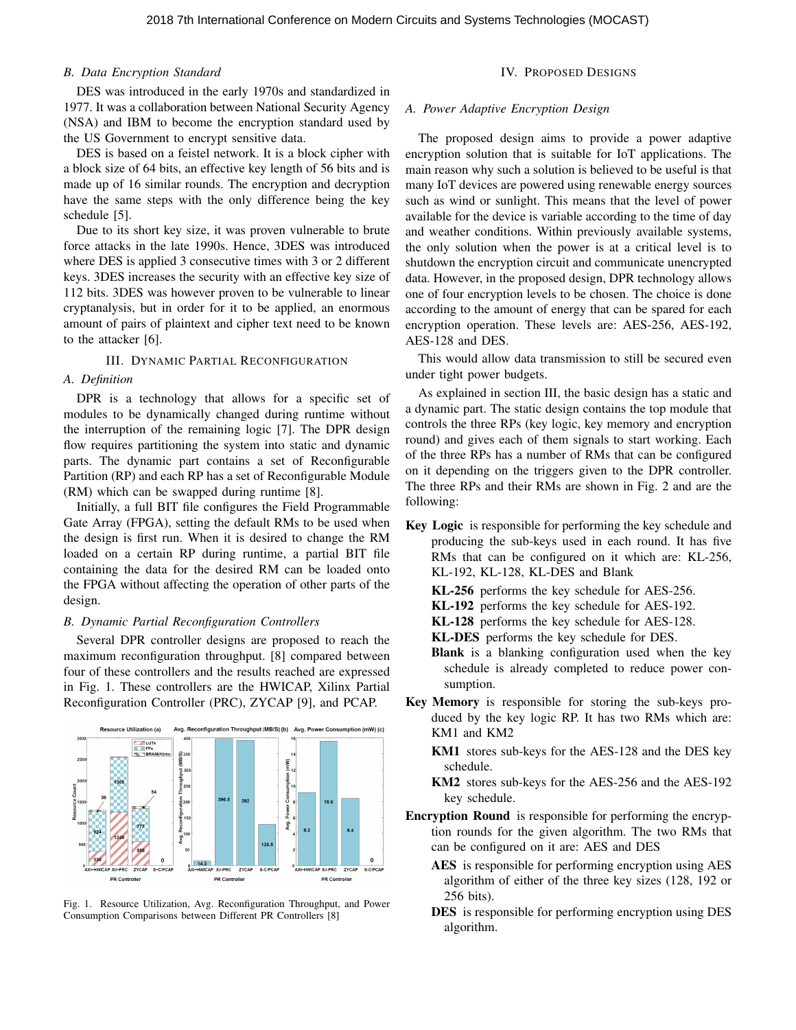### B. Data Encryption Standard

DES was introduced in the early 1970s and standardized in 1977. It was a collaboration between National Security Agency (NSA) and IBM to become the encryption standard used by the US Government to encrypt sensitive data.

DES is based on a feistel network. It is a block cipher with a block size of 64 bits, an effective key length of 56 bits and is made up of 16 similar rounds. The encryption and decryption have the same steps with the only difference being the key schedule [5].

Due to its short key size, it was proven vulnerable to brute force attacks in the late 1990s. Hence, 3DES was introduced where DES is applied 3 consecutive times with 3 or 2 different keys. 3DES increases the security with an effective key size of 112 bits. 3DES was however proven to be vulnerable to linear cryptanalysis, but in order for it to be applied, an enormous amount of pairs of plaintext and cipher text need to be known to the attacker [6].

## III. Dynamic Partial Reconfiguration

### A. Definition

DPR is a technology that allows for a specific set of modules to be dynamically changed during runtime without the interruption of the remaining logic [7]. The DPR design flow requires partitioning the system into static and dynamic parts. The dynamic part contains a set of Reconfigurable Partition (RP) and each RP has a set of Reconfigurable Module (RM) which can be swapped during runtime [8].

Initially, a full BIT file configures the Field Programmable Gate Array (FPGA), setting the default RMs to be used when the design is first run. When it is desired to change the RM loaded on a certain RP during runtime, a partial BIT file containing the data for the desired RM can be loaded onto the FPGA without affecting the operation of other parts of the design.

### B. Dynamic Partial Reconfiguration Controllers

Several DPR controller designs are proposed to reach the maximum reconfiguration throughput. [8] compared between four of these controllers and the results reached are expressed in Fig. 1. These controllers are the HWICAP, Xilinx Partial Reconfiguration Controller (PRC), ZYCAP [9], and PCAP.

Resource Utilization (a)
Avg. Reconfiguration Throughput (MB/S) (b)
Avg. Power Consumption (mW) (c)
LUTs
FFs
BRAM(Kbits)
Resource Count
Avg. Reconfiguration Throughput (MB/S)
Avg. Power Consumption (mW)
338 924 36 1248 1300 556 777 54 0
14.3 396.5 392 128.5
9.2 15.6 8.4 0
AXI-HWICAP XI-PRC ZYCAP S-C/PCAP
PR Controller

Fig. 1. Resource Utilization, Avg. Reconfiguration Throughput, and Power Consumption Comparisons between Different PR Controllers [8]

## IV. Proposed Designs

### A. Power Adaptive Encryption Design

The proposed design aims to provide a power adaptive encryption solution that is suitable for IoT applications. The main reason why such a solution is believed to be useful is that many IoT devices are powered using renewable energy sources such as wind or sunlight. This means that the level of power available for the device is variable according to the time of day and weather conditions. Within previously available systems, the only solution when the power is at a critical level is to shutdown the encryption circuit and communicate unencrypted data. However, in the proposed design, DPR technology allows one of four encryption levels to be chosen. The choice is done according to the amount of energy that can be spared for each encryption operation. These levels are: AES-256, AES-192, AES-128 and DES.

This would allow data transmission to still be secured even under tight power budgets.

As explained in section III, the basic design has a static and a dynamic part. The static design contains the top module that controls the three RPs (key logic, key memory and encryption round) and gives each of them signals to start working. Each of the three RPs has a number of RMs that can be configured on it depending on the triggers given to the DPR controller. The three RPs and their RMs are shown in Fig. 2 and are the following:

**Key Logic** is responsible for performing the key schedule and producing the sub-keys used in each round. It has five RMs that can be configured on it which are: KL-256, KL-192, KL-128, KL-DES and Blank

- **KL-256** performs the key schedule for AES-256.
- **KL-192** performs the key schedule for AES-192.
- **KL-128** performs the key schedule for AES-128.
- **KL-DES** performs the key schedule for DES.
- **Blank** is a blanking configuration used when the key schedule is already completed to reduce power consumption.

**Key Memory** is responsible for storing the sub-keys produced by the key logic RP. It has two RMs which are: KM1 and KM2

- **KM1** stores sub-keys for the AES-128 and the DES key schedule.
- **KM2** stores sub-keys for the AES-256 and the AES-192 key schedule.

**Encryption Round** is responsible for performing the encryption rounds for the given algorithm. The two RMs that can be configured on it are: AES and DES

- **AES** is responsible for performing encryption using AES algorithm of either of the three key sizes (128, 192 or 256 bits).
- **DES** is responsible for performing encryption using DES algorithm.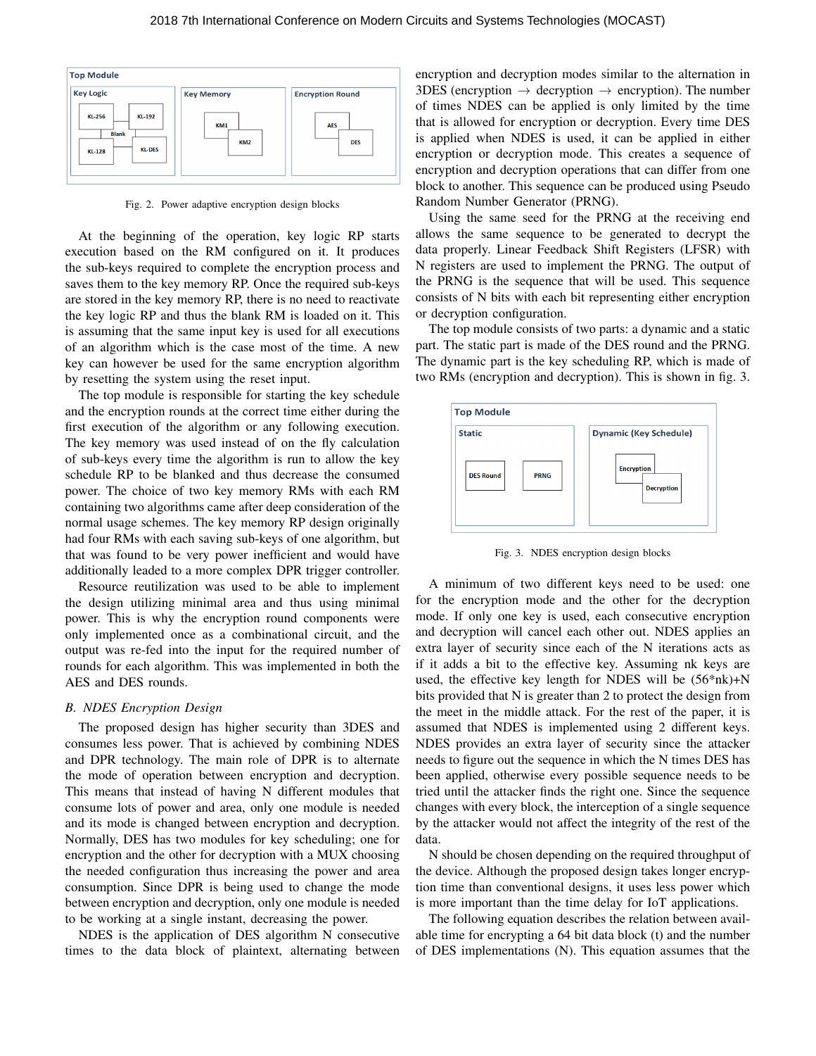Fig. 2. Power adaptive encryption design blocks

At the beginning of the operation, key logic RP starts execution based on the RM configured on it. It produces the sub-keys required to complete the encryption process and saves them to the key memory RP. Once the required sub-keys are stored in the key memory RP, there is no need to reactivate the key logic RP and thus the blank RM is loaded on it. This is assuming that the same input key is used for all executions of an algorithm which is the case most of the time. A new key can however be used for the same encryption algorithm by resetting the system using the reset input.

The top module is responsible for starting the key schedule and the encryption rounds at the correct time either during the first execution of the algorithm or any following execution. The key memory was used instead of on the fly calculation of sub-keys every time the algorithm is run to allow the key schedule RP to be blanked and thus decrease the consumed power. The choice of two key memory RMs with each RM containing two algorithms came after deep consideration of the normal usage schemes. The key memory RP design originally had four RMs with each saving sub-keys of one algorithm, but that was found to be very power inefficient and would have additionally leaded to a more complex DPR trigger controller.

Resource reutilization was used to be able to implement the design utilizing minimal area and thus using minimal power. This is why the encryption round components were only implemented once as a combinational circuit, and the output was re-fed into the input for the required number of rounds for each algorithm. This was implemented in both the AES and DES rounds.

### B. NDES Encryption Design

The proposed design has higher security than 3DES and consumes less power. That is achieved by combining NDES and DPR technology. The main role of DPR is to alternate the mode of operation between encryption and decryption. This means that instead of having N different modules that consume lots of power and area, only one module is needed and its mode is changed between encryption and decryption. Normally, DES has two modules for key scheduling; one for encryption and the other for decryption with a MUX choosing the needed configuration thus increasing the power and area consumption. Since DPR is being used to change the mode between encryption and decryption, only one module is needed to be working at a single instant, decreasing the power.

NDES is the application of DES algorithm N consecutive times to the data block of plaintext, alternating between encryption and decryption modes similar to the alternation in 3DES (encryption $\rightarrow$ decryption $\rightarrow$ encryption). The number of times NDES can be applied is only limited by the time that is allowed for encryption or decryption. Every time DES is applied when NDES is used, it can be applied in either encryption or decryption mode. This creates a sequence of encryption and decryption operations that can differ from one block to another. This sequence can be produced using Pseudo Random Number Generator (PRNG).

Using the same seed for the PRNG at the receiving end allows the same sequence to be generated to decrypt the data properly. Linear Feedback Shift Registers (LFSR) with N registers are used to implement the PRNG. The output of the PRNG is the sequence that will be used. This sequence consists of N bits with each bit representing either encryption or decryption configuration.

The top module consists of two parts: a dynamic and a static part. The static part is made of the DES round and the PRNG. The dynamic part is the key scheduling RP, which is made of two RMs (encryption and decryption). This is shown in fig. 3.

Fig. 3. NDES encryption design blocks

A minimum of two different keys need to be used: one for the encryption mode and the other for the decryption mode. If only one key is used, each consecutive encryption and decryption will cancel each other out. NDES applies an extra layer of security since each of the N iterations acts as if it adds a bit to the effective key. Assuming nk keys are used, the effective key length for NDES will be (56*nk)+N bits provided that N is greater than 2 to protect the design from the meet in the middle attack. For the rest of the paper, it is assumed that NDES is implemented using 2 different keys. NDES provides an extra layer of security since the attacker needs to figure out the sequence in which the N times DES has been applied, otherwise every possible sequence needs to be tried until the attacker finds the right one. Since the sequence changes with every block, the interception of a single sequence by the attacker would not affect the integrity of the rest of the data.

N should be chosen depending on the required throughput of the device. Although the proposed design takes longer encryption time than conventional designs, it uses less power which is more important than the time delay for IoT applications.

The following equation describes the relation between available time for encrypting a 64 bit data block (t) and the number of DES implementations (N). This equation assumes that the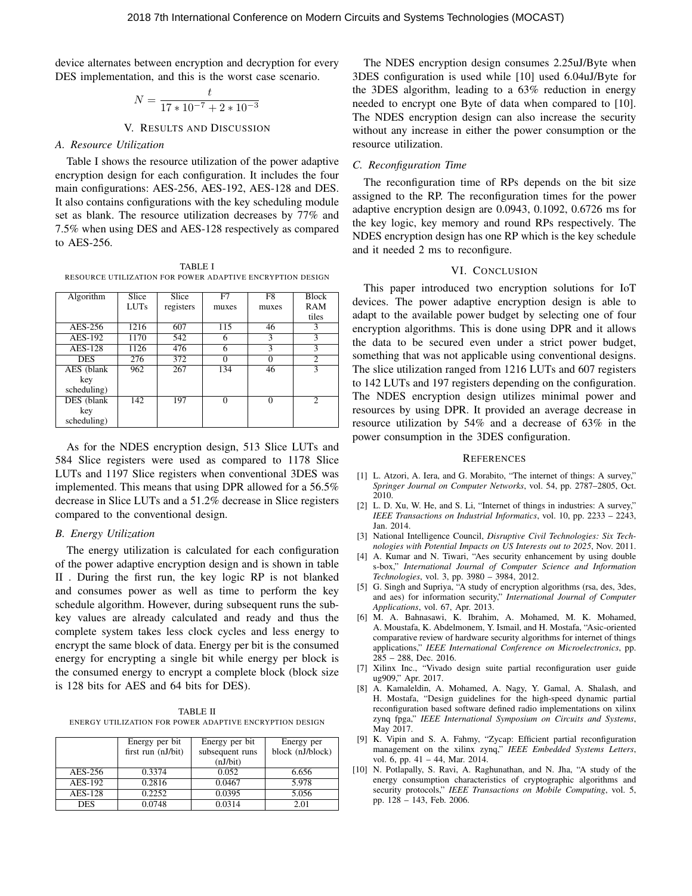device alternates between encryption and decryption for every DES implementation, and this is the worst case scenario.

$$N = \frac{t}{17 * 10^{-7} + 2 * 10^{-3}}$$

## V. Results and Discussion

### A. Resource Utilization

Table I shows the resource utilization of the power adaptive encryption design for each configuration. It includes the four main configurations: AES-256, AES-192, AES-128 and DES. It also contains configurations with the key scheduling module set as blank. The resource utilization decreases by 77% and 7.5% when using DES and AES-128 respectively as compared to AES-256.

TABLE I
RESOURCE UTILIZATION FOR POWER ADAPTIVE ENCRYPTION DESIGN

| Algorithm | Slice LUTs | Slice registers | F7 muxes | F8 muxes | Block RAM tiles |
|---|---|---|---|---|---|
| AES-256 | 1216 | 607 | 115 | 46 | 3 |
| AES-192 | 1170 | 542 | 6 | 3 | 3 |
| AES-128 | 1126 | 476 | 6 | 3 | 3 |
| DES | 276 | 372 | 0 | 0 | 2 |
| AES (blank key scheduling) | 962 | 267 | 134 | 46 | 3 |
| DES (blank key scheduling) | 142 | 197 | 0 | 0 | 2 |

As for the NDES encryption design, 513 Slice LUTs and 584 Slice registers were used as compared to 1178 Slice LUTs and 1197 Slice registers when conventional 3DES was implemented. This means that using DPR allowed for a 56.5% decrease in Slice LUTs and a 51.2% decrease in Slice registers compared to the conventional design.

### B. Energy Utilization

The energy utilization is calculated for each configuration of the power adaptive encryption design and is shown in table II . During the first run, the key logic RP is not blanked and consumes power as well as time to perform the key schedule algorithm. However, during subsequent runs the sub-key values are already calculated and ready and thus the complete system takes less clock cycles and less energy to encrypt the same block of data. Energy per bit is the consumed energy for encrypting a single bit while energy per block is the consumed energy to encrypt a complete block (block size is 128 bits for AES and 64 bits for DES).

TABLE II
ENERGY UTILIZATION FOR POWER ADAPTIVE ENCRYPTION DESIGN

| | Energy per bit first run (nJ/bit) | Energy per bit subsequent runs (nJ/bit) | Energy per block (nJ/block) |
|---|---|---|---|
| AES-256 | 0.3374 | 0.052 | 6.656 |
| AES-192 | 0.2816 | 0.0467 | 5.978 |
| AES-128 | 0.2252 | 0.0395 | 5.056 |
| DES | 0.0748 | 0.0314 | 2.01 |

The NDES encryption design consumes 2.25uJ/Byte when 3DES configuration is used while [10] used 6.04uJ/Byte for the 3DES algorithm, leading to a 63% reduction in energy needed to encrypt one Byte of data when compared to [10]. The NDES encryption design can also increase the security without any increase in either the power consumption or the resource utilization.

### C. Reconfiguration Time

The reconfiguration time of RPs depends on the bit size assigned to the RP. The reconfiguration times for the power adaptive encryption design are 0.0943, 0.1092, 0.6726 ms for the key logic, key memory and round RPs respectively. The NDES encryption design has one RP which is the key schedule and it needed 2 ms to reconfigure.

## VI. Conclusion

This paper introduced two encryption solutions for IoT devices. The power adaptive encryption design is able to adapt to the available power budget by selecting one of four encryption algorithms. This is done using DPR and it allows the data to be secured even under a strict power budget, something that was not applicable using conventional designs. The slice utilization ranged from 1216 LUTs and 607 registers to 142 LUTs and 197 registers depending on the configuration. The NDES encryption design utilizes minimal power and resources by using DPR. It provided an average decrease in resource utilization by 54% and a decrease of 63% in the power consumption in the 3DES configuration.

## References

[1] L. Atzori, A. Iera, and G. Morabito, "The internet of things: A survey," *Springer Journal on Computer Networks*, vol. 54, pp. 2787–2805, Oct. 2010.

[2] L. D. Xu, W. He, and S. Li, "Internet of things in industries: A survey," *IEEE Transactions on Industrial Informatics*, vol. 10, pp. 2233 – 2243, Jan. 2014.

[3] National Intelligence Council, *Disruptive Civil Technologies: Six Technologies with Potential Impacts on US Interests out to 2025*, Nov. 2011.

[4] A. Kumar and N. Tiwari, "Aes security enhancement by using double s-box," *International Journal of Computer Science and Information Technologies*, vol. 3, pp. 3980 – 3984, 2012.

[5] G. Singh and Supriya, "A study of encryption algorithms (rsa, des, 3des, and aes) for information security," *International Journal of Computer Applications*, vol. 67, Apr. 2013.

[6] M. A. Bahnasawi, K. Ibrahim, A. Mohamed, M. K. Mohamed, A. Moustafa, K. Abdelmonem, Y. Ismail, and H. Mostafa, "Asic-oriented comparative review of hardware security algorithms for internet of things applications," *IEEE International Conference on Microelectronics*, pp. 285 – 288, Dec. 2016.

[7] Xilinx Inc., "Vivado design suite partial reconfiguration user guide ug909," Apr. 2017.

[8] A. Kamaleldin, A. Mohamed, A. Nagy, Y. Gamal, A. Shalash, and H. Mostafa, "Design guidelines for the high-speed dynamic partial reconfiguration based software defined radio implementations on xilinx zynq fpga," *IEEE International Symposium on Circuits and Systems*, May 2017.

[9] K. Vipin and S. A. Fahmy, "Zycap: Efficient partial reconfiguration management on the xilinx zynq," *IEEE Embedded Systems Letters*, vol. 6, pp. 41 – 44, Mar. 2014.

[10] N. Potlapally, S. Ravi, A. Raghunathan, and N. Jha, "A study of the energy consumption characteristics of cryptographic algorithms and security protocols," *IEEE Transactions on Mobile Computing*, vol. 5, pp. 128 – 143, Feb. 2006.